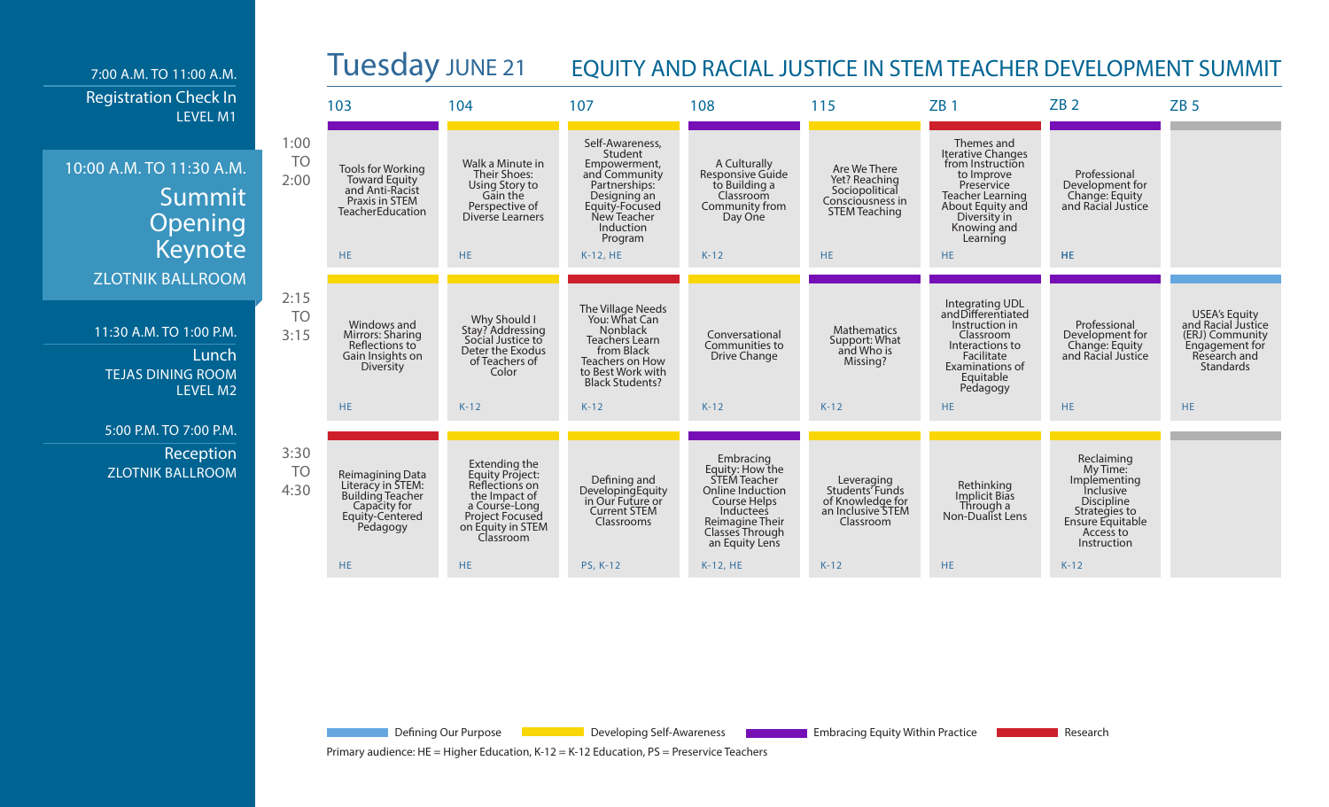7:00 A.M. TO 11:00 A.M.
Registration Check In
LEVEL M1

10:00 A.M. TO 11:30 A.M.
**Summit Opening Keynote**
ZLOTNIK BALLROOM

11:30 A.M. TO 1:00 P.M.
Lunch
TEJAS DINING ROOM
LEVEL M2

5:00 P.M. TO 7:00 P.M.
Reception
ZLOTNIK BALLROOM

# Tuesday JUNE 21

## EQUITY AND RACIAL JUSTICE IN STEM TEACHER DEVELOPMENT SUMMIT

| | 103 | 104 | 107 | 108 | 115 | ZB 1 | ZB 2 | ZB 5 |
|---|---|---|---|---|---|---|---|---|
| 1:00 TO 2:00 | Tools for Working Toward Equity and Anti-Racist Praxis in STEM TeacherEducation (HE) | Walk a Minute in Their Shoes: Using Story to Gain the Perspective of Diverse Learners (HE) | Self-Awareness, Student Empowerment, and Community Partnerships: Designing an Equity-Focused New Teacher Induction Program (K-12, HE) | A Culturally Responsive Guide to Building a Classroom Community from Day One (K-12) | Are We There Yet? Reaching Sociopolitical Consciousness in STEM Teaching (HE) | Themes and Iterative Changes from Instruction to Improve Preservice Teacher Learning About Equity and Diversity in Knowing and Learning (HE) | Professional Development for Change: Equity and Racial Justice (HE) | |
| 2:15 TO 3:15 | Windows and Mirrors: Sharing Reflections to Gain Insights on Diversity (HE) | Why Should I Stay? Addressing Social Justice to Deter the Exodus of Teachers of Color (K-12) | The Village Needs You: What Can Nonblack Teachers Learn from Black Teachers on How to Best Work with Black Students? (K-12) | Conversational Communities to Drive Change (K-12) | Mathematics Support: What and Who is Missing? (K-12) | Integrating UDL andDifferentiated Instruction in Classroom Interactions to Facilitate Examinations of Equitable Pedagogy (HE) | Professional Development for Change: Equity and Racial Justice (HE) | USEA's Equity and Racial Justice (ERJ) Community Engagement for Research and Standards (HE) |
| 3:30 TO 4:30 | Reimagining Data Literacy in STEM: Building Teacher Capacity for Equity-Centered Pedagogy (HE) | Extending the Equity Project: Reflections on the Impact of a Course-Long Project Focused on Equity in STEM Classroom (HE) | Defining and DevelopingEquity in Our Future or Current STEM Classrooms (PS, K-12) | Embracing Equity: How the STEM Teacher Online Induction Course Helps Inductees Reimagine Their Classes Through an Equity Lens (K-12, HE) | Leveraging Students' Funds of Knowledge for an Inclusive STEM Classroom (K-12) | Rethinking Implicit Bias Through a Non-Dualist Lens (HE) | Reclaiming My Time: Implementing Inclusive Discipline Strategies to Ensure Equitable Access to Instruction (K-12) | |

Defining Our Purpose | Developing Self-Awareness | Embracing Equity Within Practice | Research

Primary audience: HE = Higher Education, K-12 = K-12 Education, PS = Preservice Teachers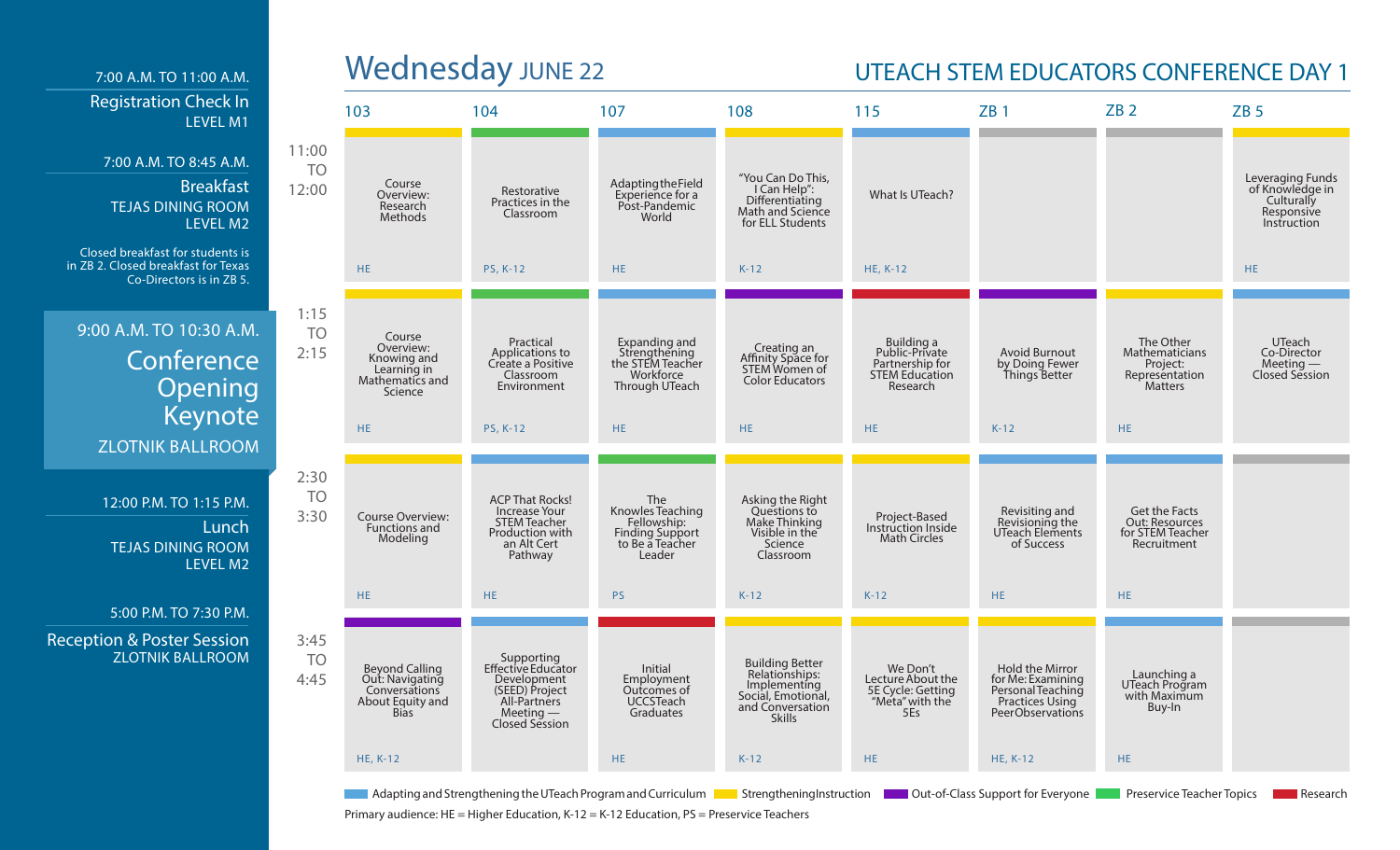# Wednesday JUNE 22

## UTEACH STEM EDUCATORS CONFERENCE DAY 1

**7:00 A.M. TO 11:00 A.M.**
Registration Check In
LEVEL M1

**7:00 A.M. TO 8:45 A.M.**
Breakfast
TEJAS DINING ROOM
LEVEL M2

Closed breakfast for students is in ZB 2. Closed breakfast for Texas Co-Directors is in ZB 5.

**9:00 A.M. TO 10:30 A.M.**
Conference Opening Keynote
ZLOTNIK BALLROOM

**12:00 P.M. TO 1:15 P.M.**
Lunch
TEJAS DINING ROOM
LEVEL M2

**5:00 P.M. TO 7:30 P.M.**
Reception & Poster Session
ZLOTNIK BALLROOM

| Time | 103 | 104 | 107 | 108 | 115 | ZB 1 | ZB 2 | ZB 5 |
|---|---|---|---|---|---|---|---|---|
| 11:00 TO 12:00 | Course Overview: Research Methods (HE) | Restorative Practices in the Classroom (PS, K-12) | Adapting the Field Experience for a Post-Pandemic World (HE) | "You Can Do This, I Can Help": Differentiating Math and Science for ELL Students (K-12) | What Is UTeach? (HE, K-12) | | | Leveraging Funds of Knowledge in Culturally Responsive Instruction (HE) |
| 1:15 TO 2:15 | Course Overview: Knowing and Learning in Mathematics and Science (HE) | Practical Applications to Create a Positive Classroom Environment (PS, K-12) | Expanding and Strengthening the STEM Teacher Workforce Through UTeach (HE) | Creating an Affinity Space for STEM Women of Color Educators (HE) | Building a Public-Private Partnership for STEM Education Research (HE) | Avoid Burnout by Doing Fewer Things Better (K-12) | The Other Mathematicians Project: Representation Matters (HE) | UTeach Co-Director Meeting — Closed Session |
| 2:30 TO 3:30 | Course Overview: Functions and Modeling (HE) | ACP That Rocks! Increase Your STEM Teacher Production with an Alt Cert Pathway (HE) | The Knowles Teaching Fellowship: Finding Support to Be a Teacher Leader (PS) | Asking the Right Questions to Make Thinking Visible in the Science Classroom (K-12) | Project-Based Instruction Inside Math Circles (K-12) | Revisiting and Revisioning the UTeach Elements of Success (HE) | Get the Facts Out: Resources for STEM Teacher Recruitment (HE) | |
| 3:45 TO 4:45 | Beyond Calling Out: Navigating Conversations About Equity and Bias (HE, K-12) | Supporting Effective Educator Development (SEED) Project All-Partners Meeting — Closed Session | Initial Employment Outcomes of UCCSTeach Graduates (HE) | Building Better Relationships: Implementing Social, Emotional, and Conversation Skills (K-12) | We Don't Lecture About the 5E Cycle: Getting "Meta" with the 5Es (HE) | Hold the Mirror for Me: Examining Personal Teaching Practices Using Peer Observations (HE, K-12) | Launching a UTeach Program with Maximum Buy-In (HE) | |

Adapting and Strengthening the UTeach Program and Curriculum · Strengthening Instruction · Out-of-Class Support for Everyone · Preservice Teacher Topics · Research

Primary audience: HE = Higher Education, K-12 = K-12 Education, PS = Preservice Teachers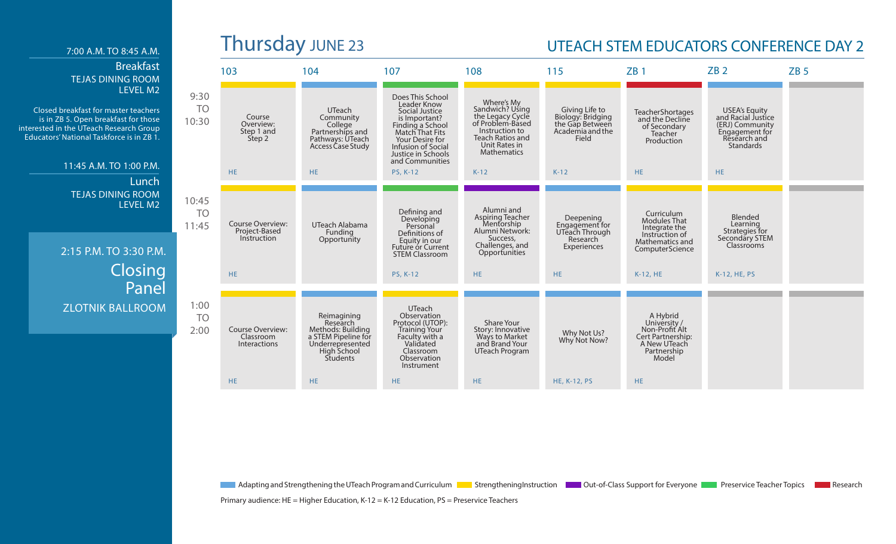# Thursday JUNE 23

## UTEACH STEM EDUCATORS CONFERENCE DAY 2

**7:00 A.M. TO 8:45 A.M.**
Breakfast
TEJAS DINING ROOM
LEVEL M2

Closed breakfast for master teachers is in ZB 5. Open breakfast for those interested in the UTeach Research Group Educators' National Taskforce is in ZB 1.

**11:45 A.M. TO 1:00 P.M.**
Lunch
TEJAS DINING ROOM
LEVEL M2

**2:15 P.M. TO 3:30 P.M.**
Closing Panel
ZLOTNIK BALLROOM

| | 103 | 104 | 107 | 108 | 115 | ZB 1 | ZB 2 | ZB 5 |
|---|---|---|---|---|---|---|---|---|
| 9:30 TO 10:30 | Course Overview: Step 1 and Step 2 (HE) | UTeach Community College Partnerships and Pathways: UTeach Access Case Study (HE) | Does This School Leader Know Social Justice is Important? Finding a School Match That Fits Your Desire for Infusion of Social Justice in Schools and Communities (PS, K-12) | Where's My Sandwich? Using the Legacy Cycle of Problem-Based Instruction to Teach Ratios and Unit Rates in Mathematics (K-12) | Giving Life to Biology: Bridging the Gap Between Academia and the Field (K-12) | TeacherShortages and the Decline of Secondary Teacher Production (HE) | USEA's Equity and Racial Justice (ERJ) Community Engagement for Research and Standards (HE) | |
| 10:45 TO 11:45 | Course Overview: Project-Based Instruction (HE) | UTeach Alabama Funding Opportunity | Defining and Developing Personal Definitions of Equity in our Future or Current STEM Classroom (PS, K-12) | Alumni and Aspiring Teacher Mentorship Alumni Network: Success, Challenges, and Opportunities (HE) | Deepening Engagement for UTeach Through Research Experiences (HE) | Curriculum Modules That Integrate the Instruction of Mathematics and ComputerScience (K-12, HE) | Blended Learning Strategies for Secondary STEM Classrooms (K-12, HE, PS) | |
| 1:00 TO 2:00 | Course Overview: Classroom Interactions (HE) | Reimagining Research Methods: Building a STEM Pipeline for Underrepresented High School Students (HE) | UTeach Observation Protocol (UTOP): Training Your Faculty with a Validated Classroom Observation Instrument (HE) | Share Your Story: Innovative Ways to Market and Brand Your UTeach Program (HE) | Why Not Us? Why Not Now? (HE, K-12, PS) | A Hybrid University / Non-Profit Alt Cert Partnership: A New UTeach Partnership Model (HE) | | |

Adapting and Strengthening the UTeach Program and Curriculum | StrengtheningInstruction | Out-of-Class Support for Everyone | Preservice Teacher Topics | Research

Primary audience: HE = Higher Education, K-12 = K-12 Education, PS = Preservice Teachers